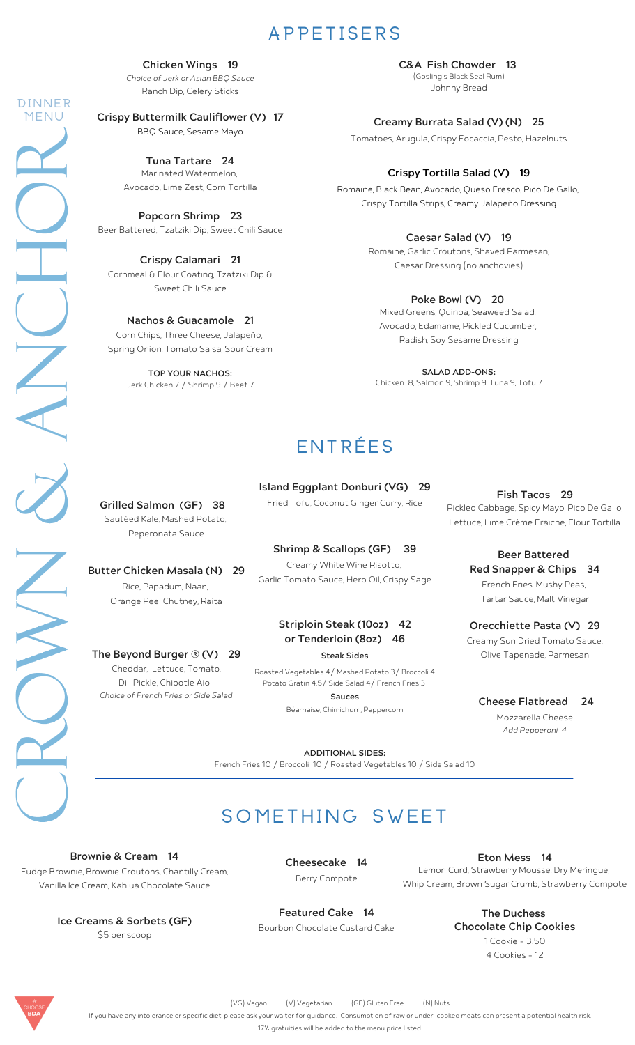# CROWN & ANCHOR

DINNER MENU

## APPETISERS

**Chicken Wings 19**
*Choice of Jerk or Asian BBQ Sauce*
Ranch Dip, Celery Sticks

**Crispy Buttermilk Cauliflower (V) 17**
BBQ Sauce, Sesame Mayo

**Tuna Tartare 24**
Marinated Watermelon, Avocado, Lime Zest, Corn Tortilla

**Popcorn Shrimp 23**
Beer Battered, Tzatziki Dip, Sweet Chili Sauce

**Crispy Calamari 21**
Cornmeal & Flour Coating, Tzatziki Dip & Sweet Chili Sauce

**Nachos & Guacamole 21**
Corn Chips, Three Cheese, Jalapeño, Spring Onion, Tomato Salsa, Sour Cream

**TOP YOUR NACHOS:**
Jerk Chicken 7 / Shrimp 9 / Beef 7

**C&A Fish Chowder 13**
(Gosling's Black Seal Rum)
Johnny Bread

**Creamy Burrata Salad (V) (N) 25**
Tomatoes, Arugula, Crispy Focaccia, Pesto, Hazelnuts

**Crispy Tortilla Salad (V) 19**
Romaine, Black Bean, Avocado, Queso Fresco, Pico De Gallo, Crispy Tortilla Strips, Creamy Jalapeño Dressing

**Caesar Salad (V) 19**
Romaine, Garlic Croutons, Shaved Parmesan, Caesar Dressing (no anchovies)

**Poke Bowl (V) 20**
Mixed Greens, Quinoa, Seaweed Salad, Avocado, Edamame, Pickled Cucumber, Radish, Soy Sesame Dressing

**SALAD ADD-ONS:**
Chicken 8, Salmon 9, Shrimp 9, Tuna 9, Tofu 7

## ENTRÉES

**Grilled Salmon (GF) 38**
Sautéed Kale, Mashed Potato, Peperonata Sauce

**Butter Chicken Masala (N) 29**
Rice, Papadum, Naan, Orange Peel Chutney, Raita

**The Beyond Burger ® (V) 29**
Cheddar, Lettuce, Tomato, Dill Pickle, Chipotle Aioli
*Choice of French Fries or Side Salad*

**Island Eggplant Donburi (VG) 29**
Fried Tofu, Coconut Ginger Curry, Rice

**Shrimp & Scallops (GF) 39**
Creamy White Wine Risotto, Garlic Tomato Sauce, Herb Oil, Crispy Sage

**Striploin Steak (10oz) 42 or Tenderloin (8oz) 46**

**Steak Sides**
Roasted Vegetables 4 / Mashed Potato 3 / Broccoli 4
Potato Gratin 4.5 / Side Salad 4 / French Fries 3

**Sauces**
Béarnaise, Chimichurri, Peppercorn

**Fish Tacos 29**
Pickled Cabbage, Spicy Mayo, Pico De Gallo, Lettuce, Lime Crème Fraiche, Flour Tortilla

**Beer Battered Red Snapper & Chips 34**
French Fries, Mushy Peas, Tartar Sauce, Malt Vinegar

**Orecchiette Pasta (V) 29**
Creamy Sun Dried Tomato Sauce, Olive Tapenade, Parmesan

**Cheese Flatbread 24**
Mozzarella Cheese
*Add Pepperoni 4*

**ADDITIONAL SIDES:**
French Fries 10 / Broccoli 10 / Roasted Vegetables 10 / Side Salad 10

## SOMETHING SWEET

**Brownie & Cream 14**
Fudge Brownie, Brownie Croutons, Chantilly Cream, Vanilla Ice Cream, Kahlua Chocolate Sauce

**Ice Creams & Sorbets (GF)**
$5 per scoop

**Cheesecake 14**
Berry Compote

**Featured Cake 14**
Bourbon Chocolate Custard Cake

**Eton Mess 14**
Lemon Curd, Strawberry Mousse, Dry Meringue, Whip Cream, Brown Sugar Crumb, Strawberry Compote

**The Duchess Chocolate Chip Cookies**
1 Cookie - 3.50
4 Cookies - 12

(VG) Vegan (V) Vegetarian (GF) Gluten Free (N) Nuts

If you have any intolerance or specific diet, please ask your waiter for guidance. Consumption of raw or under-cooked meats can present a potential health risk.

17% gratuities will be added to the menu price listed.

# CHOOSE BDA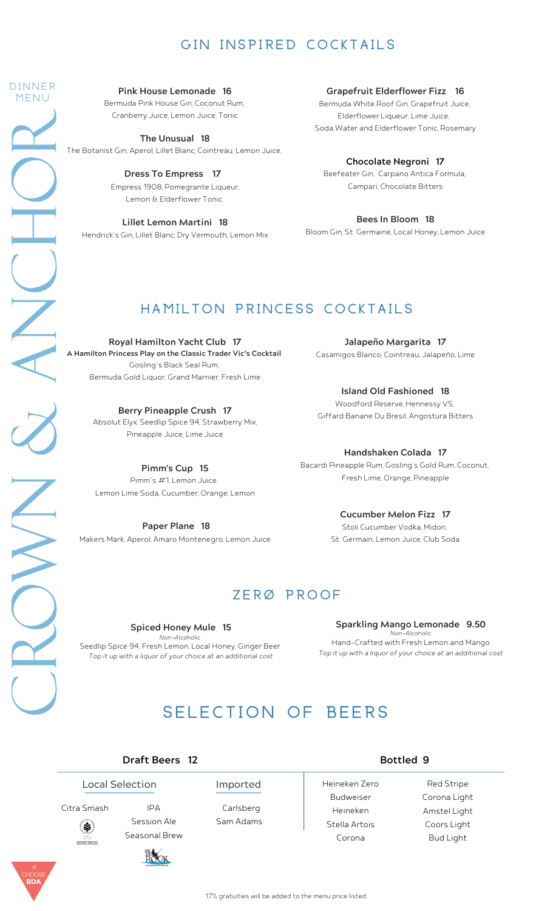DINNER MENU

CROWN & ANCHOR

## GIN INSPIRED COCKTAILS

**Pink House Lemonade 16**
Bermuda Pink House Gin, Coconut Rum, Cranberry Juice, Lemon Juice, Tonic

**The Unusual 18**
The Botanist Gin, Aperol, Lillet Blanc, Cointreau, Lemon Juice,

**Dress To Empress 17**
Empress 1908, Pomegrante Liqueur, Lemon & Elderflower Tonic

**Lillet Lemon Martini 18**
Hendrick's Gin, Lillet Blanc, Dry Vermouth, Lemon Mix

**Grapefruit Elderflower Fizz 16**
Bermuda White Roof Gin, Grapefruit Juice, Elderflower Liqueur, Lime Juice, Soda Water and Elderflower Tonic, Rosemary

**Chocolate Negroni 17**
Beefeater Gin, Carpano Antica Formula, Campari, Chocolate Bitters

**Bees In Bloom 18**
Bloom Gin, St. Germaine, Local Honey, Lemon Juice

## HAMILTON PRINCESS COCKTAILS

**Royal Hamilton Yacht Club 17**
**A Hamilton Princess Play on the Classic Trader Vic's Cocktail**
Gosling's Black Seal Rum, Bermuda Gold Liquor, Grand Marnier, Fresh Lime

**Berry Pineapple Crush 17**
Absolut Elyx, Seedlip Spice 94, Strawberry Mix, Pineapple Juice, Lime Juice

**Pimm's Cup 15**
Pimm's #1, Lemon Juice, Lemon Lime Soda, Cucumber, Orange, Lemon

**Paper Plane 18**
Makers Mark, Aperol, Amaro Montenegro, Lemon Juice

**Jalapeño Margarita 17**
Casamigos Blanco, Cointreau, Jalapeño, Lime

**Island Old Fashioned 18**
Woodford Reserve, Hennessy VS, Giffard Banane Du Bresil, Angostura Bitters

**Handshaken Colada 17**
Bacardi Pineapple Rum, Gosling's Gold Rum, Coconut, Fresh Lime, Orange, Pineapple

**Cucumber Melon Fizz 17**
Stoli Cucumber Vodka, Midori, St. Germain, Lemon Juice, Club Soda

## ZERØ PROOF

**Spiced Honey Mule 15**
*Non-Alcoholic*
Seedlip Spice 94, Fresh Lemon, Local Honey, Ginger Beer
*Top it up with a liquor of your choice at an additional cost*

**Sparkling Mango Lemonade 9.50**
*Non-Alcoholic*
Hand-Crafted with Fresh Lemon and Mango
*Top it up with a liquor of your choice at an additional cost*

## SELECTION OF BEERS

### Draft Beers 12

**Local Selection**
- Citra Smash
- IPA
- Session Ale
- Seasonal Brew

**Imported**
- Carlsberg
- Sam Adams

### Bottled 9

- Heineken Zero
- Budweiser
- Heineken
- Stella Artois
- Corona
- Red Stripe
- Corona Light
- Amstel Light
- Coors Light
- Bud Light

# CHOOSE BDA

17% gratuities will be added to the menu price listed.